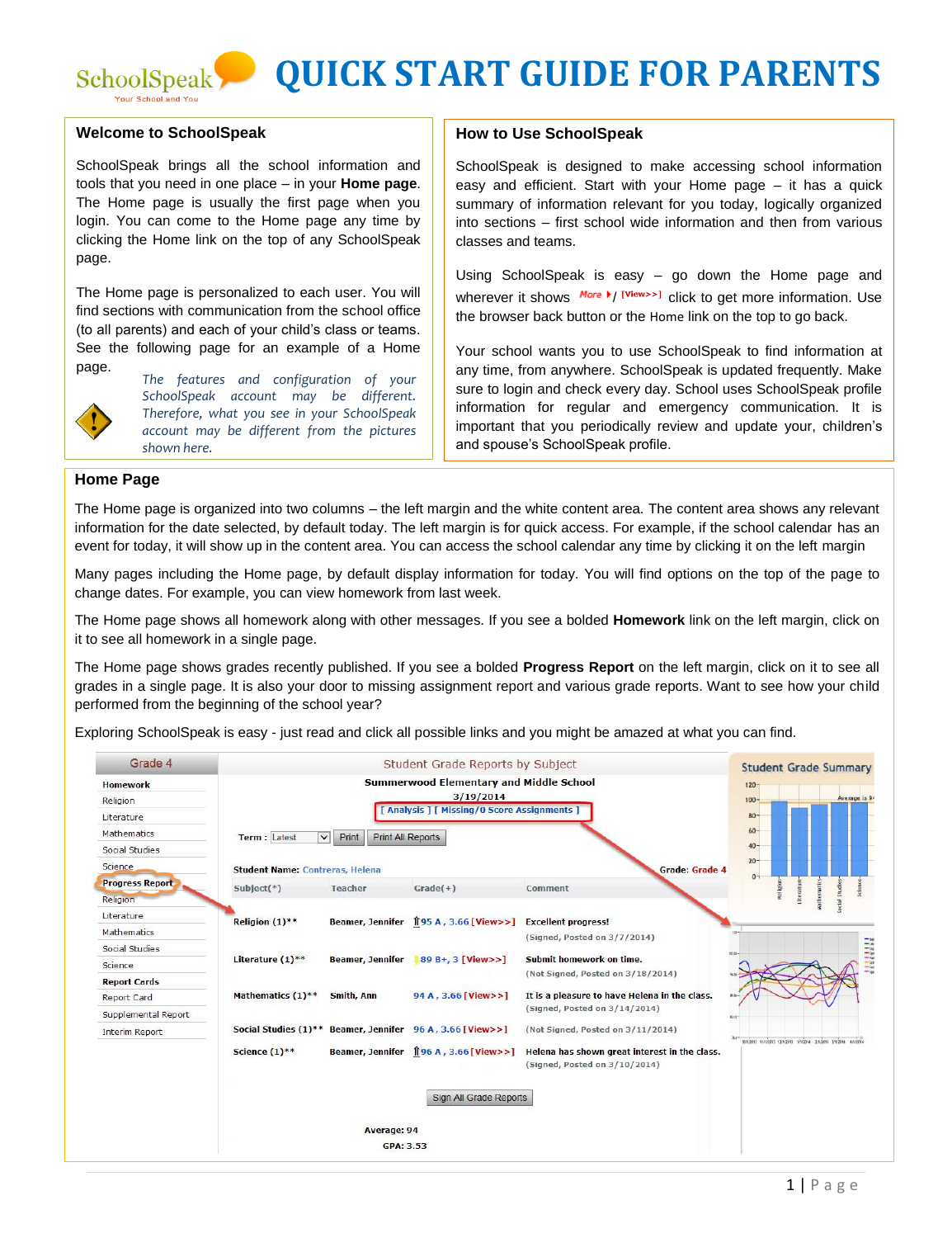# QUICK START GUIDE FOR PARENTS

## Welcome to SchoolSpeak

SchoolSpeak brings all the school information and tools that you need in one place – in your **Home page**. The Home page is usually the first page when you login. You can come to the Home page any time by clicking the Home link on the top of any SchoolSpeak page.

The Home page is personalized to each user. You will find sections with communication from the school office (to all parents) and each of your child's class or teams. See the following page for an example of a Home page.

*The features and configuration of your SchoolSpeak account may be different. Therefore, what you see in your SchoolSpeak account may be different from the pictures shown here.*

## How to Use SchoolSpeak

SchoolSpeak is designed to make accessing school information easy and efficient. Start with your Home page – it has a quick summary of information relevant for you today, logically organized into sections – first school wide information and then from various classes and teams.

Using SchoolSpeak is easy – go down the Home page and wherever it shows More ▸/ [View>>] click to get more information. Use the browser back button or the Home link on the top to go back.

Your school wants you to use SchoolSpeak to find information at any time, from anywhere. SchoolSpeak is updated frequently. Make sure to login and check every day. School uses SchoolSpeak profile information for regular and emergency communication. It is important that you periodically review and update your, children's and spouse's SchoolSpeak profile.

## Home Page

The Home page is organized into two columns – the left margin and the white content area. The content area shows any relevant information for the date selected, by default today. The left margin is for quick access. For example, if the school calendar has an event for today, it will show up in the content area. You can access the school calendar any time by clicking it on the left margin

Many pages including the Home page, by default display information for today. You will find options on the top of the page to change dates. For example, you can view homework from last week.

The Home page shows all homework along with other messages. If you see a bolded **Homework** link on the left margin, click on it to see all homework in a single page.

The Home page shows grades recently published. If you see a bolded **Progress Report** on the left margin, click on it to see all grades in a single page. It is also your door to missing assignment report and various grade reports. Want to see how your child performed from the beginning of the school year?

Exploring SchoolSpeak is easy - just read and click all possible links and you might be amazed at what you can find.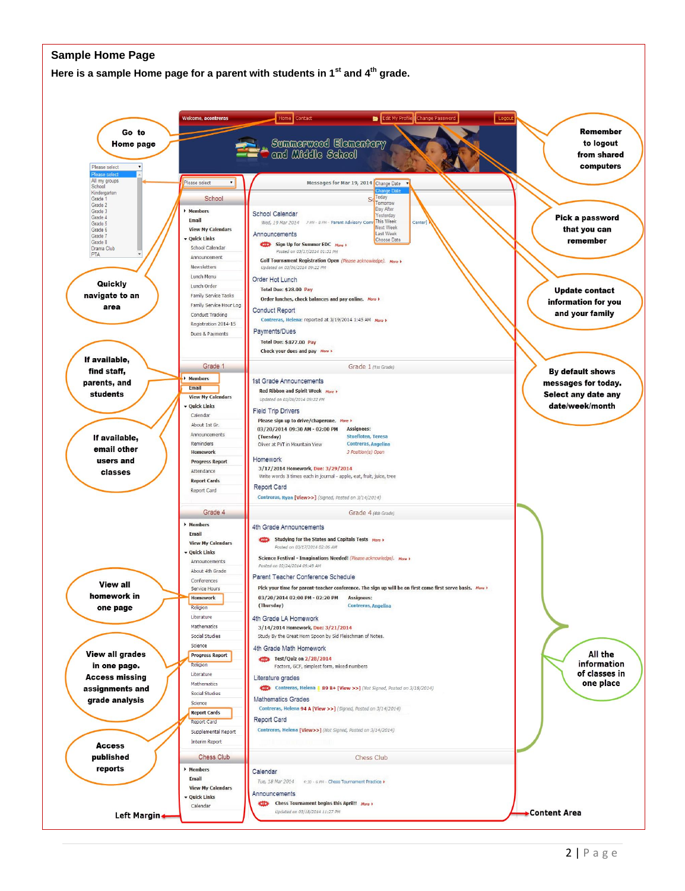## Sample Home Page

**Here is a sample Home page for a parent with students in 1st and 4th grade.**

Go to Home page

Remember to logout from shared computers

Pick a password that you can remember

Update contact information for you and your family

By default shows messages for today. Select any date any date/week/month

Quickly navigate to an area

If available, find staff, parents, and students

If available, email other users and classes

View all homework in one page

View all grades in one page. Access missing assignments and grade analysis

Access published reports

All the information of classes in one place

Left Margin

Content Area